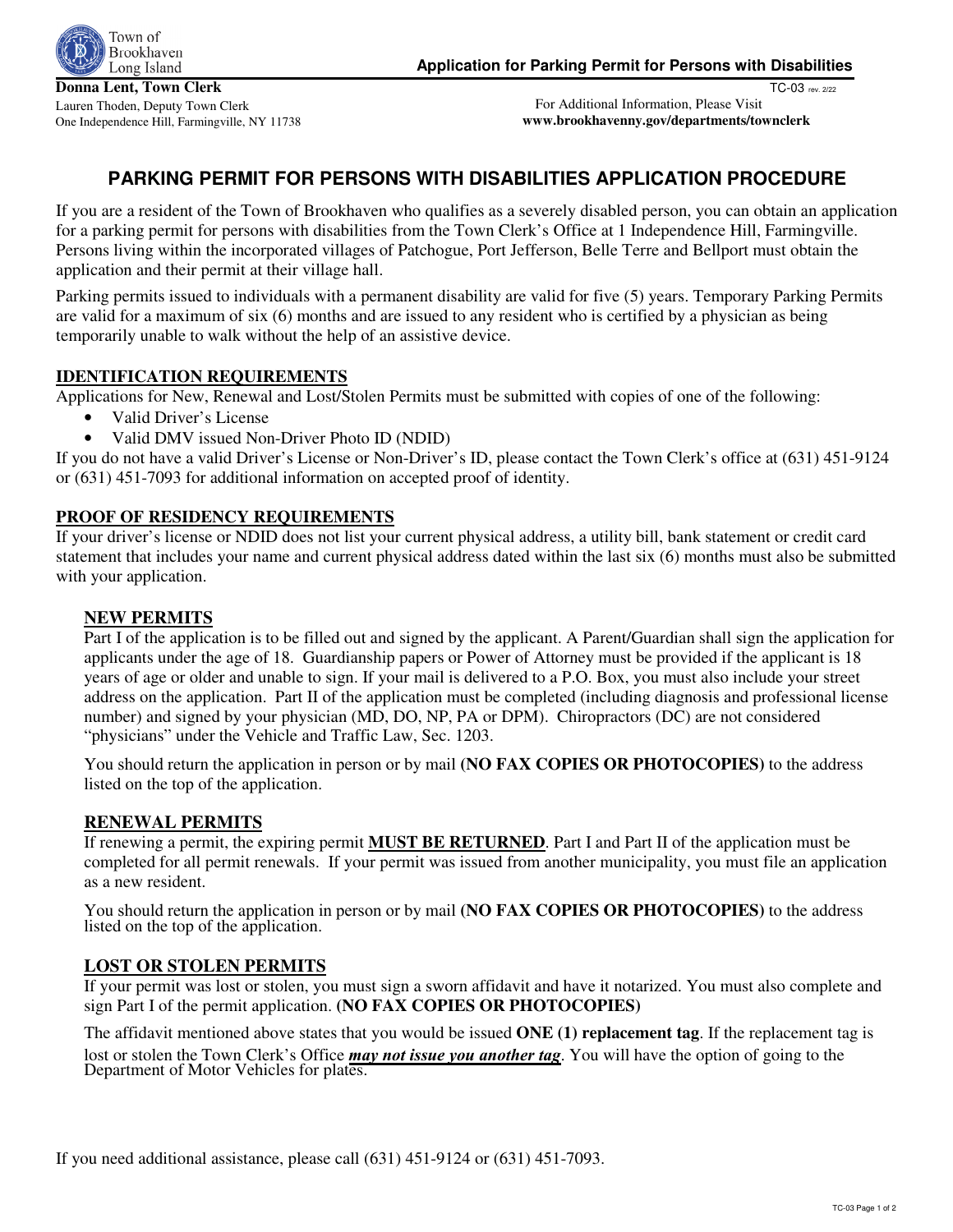Town of Brookhaven Long Island

**Application for Parking Permit for Persons with Disabilities**

**Donna Lent, Town Clerk**
Lauren Thoden, Deputy Town Clerk
One Independence Hill, Farmingville, NY 11738

TC-03 rev. 2/22

For Additional Information, Please Visit
**www.brookhavenny.gov/departments/townclerk**

# PARKING PERMIT FOR PERSONS WITH DISABILITIES APPLICATION PROCEDURE

If you are a resident of the Town of Brookhaven who qualifies as a severely disabled person, you can obtain an application for a parking permit for persons with disabilities from the Town Clerk's Office at 1 Independence Hill, Farmingville. Persons living within the incorporated villages of Patchogue, Port Jefferson, Belle Terre and Bellport must obtain the application and their permit at their village hall.

Parking permits issued to individuals with a permanent disability are valid for five (5) years. Temporary Parking Permits are valid for a maximum of six (6) months and are issued to any resident who is certified by a physician as being temporarily unable to walk without the help of an assistive device.

## IDENTIFICATION REQUIREMENTS

Applications for New, Renewal and Lost/Stolen Permits must be submitted with copies of one of the following:

- Valid Driver's License
- Valid DMV issued Non-Driver Photo ID (NDID)

If you do not have a valid Driver's License or Non-Driver's ID, please contact the Town Clerk's office at (631) 451-9124 or (631) 451-7093 for additional information on accepted proof of identity.

## PROOF OF RESIDENCY REQUIREMENTS

If your driver's license or NDID does not list your current physical address, a utility bill, bank statement or credit card statement that includes your name and current physical address dated within the last six (6) months must also be submitted with your application.

### NEW PERMITS

Part I of the application is to be filled out and signed by the applicant. A Parent/Guardian shall sign the application for applicants under the age of 18. Guardianship papers or Power of Attorney must be provided if the applicant is 18 years of age or older and unable to sign. If your mail is delivered to a P.O. Box, you must also include your street address on the application. Part II of the application must be completed (including diagnosis and professional license number) and signed by your physician (MD, DO, NP, PA or DPM). Chiropractors (DC) are not considered "physicians" under the Vehicle and Traffic Law, Sec. 1203.

You should return the application in person or by mail **(NO FAX COPIES OR PHOTOCOPIES)** to the address listed on the top of the application.

### RENEWAL PERMITS

If renewing a permit, the expiring permit **MUST BE RETURNED**. Part I and Part II of the application must be completed for all permit renewals. If your permit was issued from another municipality, you must file an application as a new resident.

You should return the application in person or by mail **(NO FAX COPIES OR PHOTOCOPIES)** to the address listed on the top of the application.

### LOST OR STOLEN PERMITS

If your permit was lost or stolen, you must sign a sworn affidavit and have it notarized. You must also complete and sign Part I of the permit application. **(NO FAX COPIES OR PHOTOCOPIES)**

The affidavit mentioned above states that you would be issued **ONE (1) replacement tag**. If the replacement tag is lost or stolen the Town Clerk's Office ***may not issue you another tag***. You will have the option of going to the Department of Motor Vehicles for plates.

If you need additional assistance, please call (631) 451-9124 or (631) 451-7093.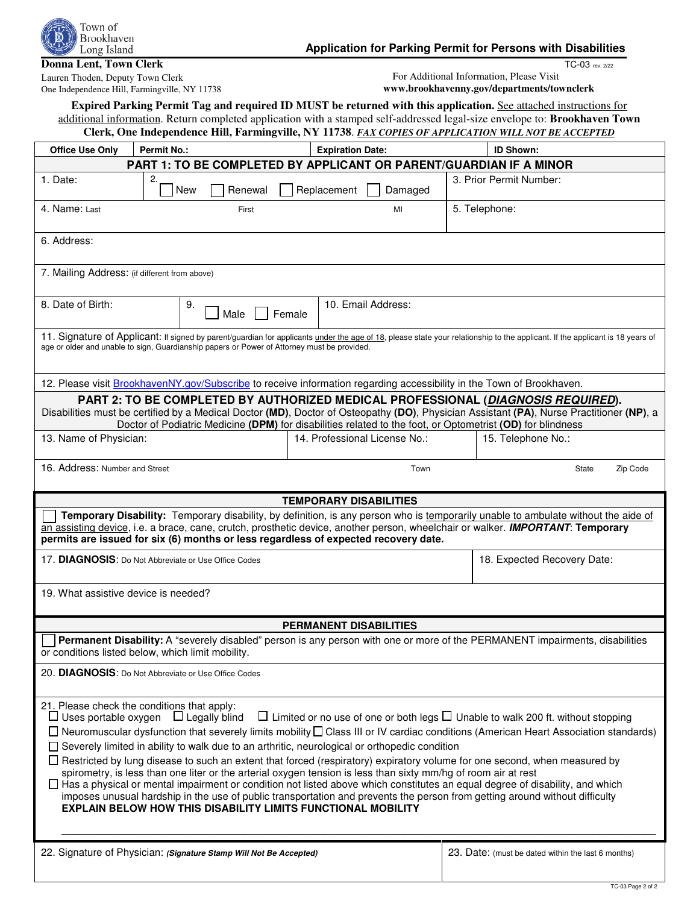Town of Brookhaven Long Island

**Donna Lent, Town Clerk**

Lauren Thoden, Deputy Town Clerk
One Independence Hill, Farmingville, NY 11738

## Application for Parking Permit for Persons with Disabilities

TC-03 rev. 2/22

For Additional Information, Please Visit
**www.brookhavenny.gov/departments/townclerk**

**Expired Parking Permit Tag and required ID MUST be returned with this application.** See attached instructions for additional information. Return completed application with a stamped self-addressed legal-size envelope to: **Brookhaven Town Clerk, One Independence Hill, Farmingville, NY 11738**. ***FAX COPIES OF APPLICATION WILL NOT BE ACCEPTED***

| | | | |
|---|---|---|---|
| **Office Use Only** | **Permit No.:** | **Expiration Date:** | **ID Shown:** |

### PART 1: TO BE COMPLETED BY APPLICANT OR PARENT/GUARDIAN IF A MINOR

| | | |
|---|---|---|
| 1. Date: | 2. ☐ New ☐ Renewal ☐ Replacement ☐ Damaged | 3. Prior Permit Number: |
| 4. Name: Last / First / MI | | 5. Telephone: |

6. Address:

7. Mailing Address: (if different from above)

| | | |
|---|---|---|
| 8. Date of Birth: | 9. ☐ Male ☐ Female | 10. Email Address: |

11. Signature of Applicant: If signed by parent/guardian for applicants under the age of 18, please state your relationship to the applicant. If the applicant is 18 years of age or older and unable to sign, Guardianship papers or Power of Attorney must be provided.

12. Please visit BrookhavenNY.gov/Subscribe to receive information regarding accessibility in the Town of Brookhaven.

### PART 2: TO BE COMPLETED BY AUTHORIZED MEDICAL PROFESSIONAL (***DIAGNOSIS REQUIRED***).

Disabilities must be certified by a Medical Doctor **(MD)**, Doctor of Osteopathy **(DO)**, Physician Assistant **(PA)**, Nurse Practitioner **(NP)**, a Doctor of Podiatric Medicine **(DPM)** for disabilities related to the foot, or Optometrist **(OD)** for blindness

| | | |
|---|---|---|
| 13. Name of Physician: | 14. Professional License No.: | 15. Telephone No.: |

16. Address: Number and Street / Town / State / Zip Code

#### TEMPORARY DISABILITIES

☐ **Temporary Disability:** Temporary disability, by definition, is any person who is temporarily unable to ambulate without the aide of an assisting device, i.e. a brace, cane, crutch, prosthetic device, another person, wheelchair or walker. ***IMPORTANT*: Temporary permits are issued for six (6) months or less regardless of expected recovery date.**

| | |
|---|---|
| 17. **DIAGNOSIS**: Do Not Abbreviate or Use Office Codes | 18. Expected Recovery Date: |

19. What assistive device is needed?

#### PERMANENT DISABILITIES

☐ **Permanent Disability:** A "severely disabled" person is any person with one or more of the PERMANENT impairments, disabilities or conditions listed below, which limit mobility.

20. **DIAGNOSIS**: Do Not Abbreviate or Use Office Codes

21. Please check the conditions that apply:

- ☐ Uses portable oxygen
- ☐ Legally blind
- ☐ Limited or no use of one or both legs
- ☐ Unable to walk 200 ft. without stopping
- ☐ Neuromuscular dysfunction that severely limits mobility
- ☐ Class III or IV cardiac conditions (American Heart Association standards)
- ☐ Severely limited in ability to walk due to an arthritic, neurological or orthopedic condition
- ☐ Restricted by lung disease to such an extent that forced (respiratory) expiratory volume for one second, when measured by spirometry, is less than one liter or the arterial oxygen tension is less than sixty mm/hg of room air at rest
- ☐ Has a physical or mental impairment or condition not listed above which constitutes an equal degree of disability, and which imposes unusual hardship in the use of public transportation and prevents the person from getting around without difficulty **EXPLAIN BELOW HOW THIS DISABILITY LIMITS FUNCTIONAL MOBILITY**

| | |
|---|---|
| 22. Signature of Physician: ***(Signature Stamp Will Not Be Accepted)*** | 23. Date: (must be dated within the last 6 months) |